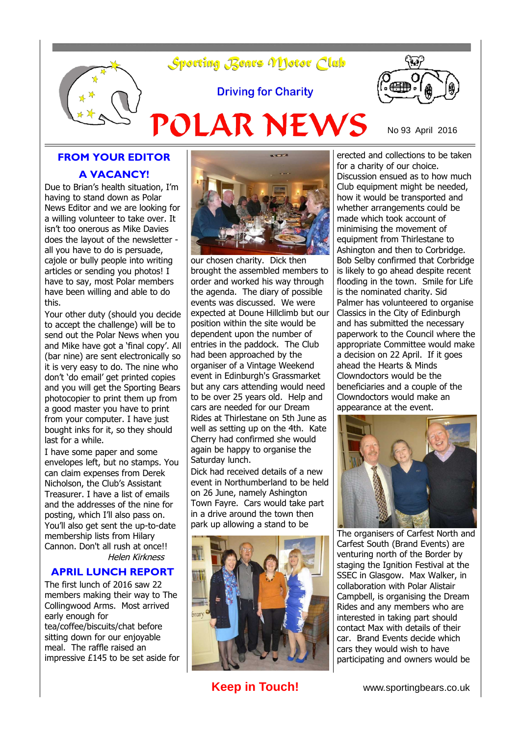# Sporting Bears Motor Club

Driving for Charity

# POLAR NEWS

No 93 April 2016

## FROM YOUR EDITOR

### A VACANCY!

Due to Brian's health situation, I'm having to stand down as Polar News Editor and we are looking for a willing volunteer to take over. It isn't too onerous as Mike Davies does the layout of the newsletter - all you have to do is persuade, cajole or bully people into writing articles or sending you photos! I have to say, most Polar members have been willing and able to do this.

Your other duty (should you decide to accept the challenge) will be to send out the Polar News when you and Mike have got a 'final copy'. All (bar nine) are sent electronically so it is very easy to do. The nine who don't 'do email' get printed copies and you will get the Sporting Bears photocopier to print them up from a good master you have to print from your computer. I have just bought inks for it, so they should last for a while.

I have some paper and some envelopes left, but no stamps. You can claim expenses from Derek Nicholson, the Club's Assistant Treasurer. I have a list of emails and the addresses of the nine for posting, which I'll also pass on. You'll also get sent the up-to-date membership lists from Hilary Cannon. Don't all rush at once!!

*Helen Kirkness*

## APRIL LUNCH REPORT

The first lunch of 2016 saw 22 members making their way to The Collingwood Arms. Most arrived early enough for tea/coffee/biscuits/chat before sitting down for our enjoyable meal. The raffle raised an impressive £145 to be set aside for our chosen charity. Dick then brought the assembled members to order and worked his way through the agenda. The diary of possible events was discussed. We were expected at Doune Hillclimb but our position within the site would be dependent upon the number of entries in the paddock. The Club had been approached by the organiser of a Vintage Weekend event in Edinburgh's Grassmarket but any cars attending would need to be over 25 years old. Help and cars are needed for our Dream Rides at Thirlestane on 5th June as well as setting up on the 4th. Kate Cherry had confirmed she would again be happy to organise the Saturday lunch.

Dick had received details of a new event in Northumberland to be held on 26 June, namely Ashington Town Fayre. Cars would take part in a drive around the town then park up allowing a stand to be erected and collections to be taken for a charity of our choice. Discussion ensued as to how much Club equipment might be needed, how it would be transported and whether arrangements could be made which took account of minimising the movement of equipment from Thirlestane to Ashington and then to Corbridge. Bob Selby confirmed that Corbridge is likely to go ahead despite recent flooding in the town. Smile for Life is the nominated charity. Sid Palmer has volunteered to organise Classics in the City of Edinburgh and has submitted the necessary paperwork to the Council where the appropriate Committee would make a decision on 22 April. If it goes ahead the Hearts & Minds Clowndoctors would be the beneficiaries and a couple of the Clowndoctors would make an appearance at the event.

The organisers of Carfest North and Carfest South (Brand Events) are venturing north of the Border by staging the Ignition Festival at the SSEC in Glasgow. Max Walker, in collaboration with Polar Alistair Campbell, is organising the Dream Rides and any members who are interested in taking part should contact Max with details of their car. Brand Events decide which cars they would wish to have participating and owners would be

**Keep in Touch!** www.sportingbears.co.uk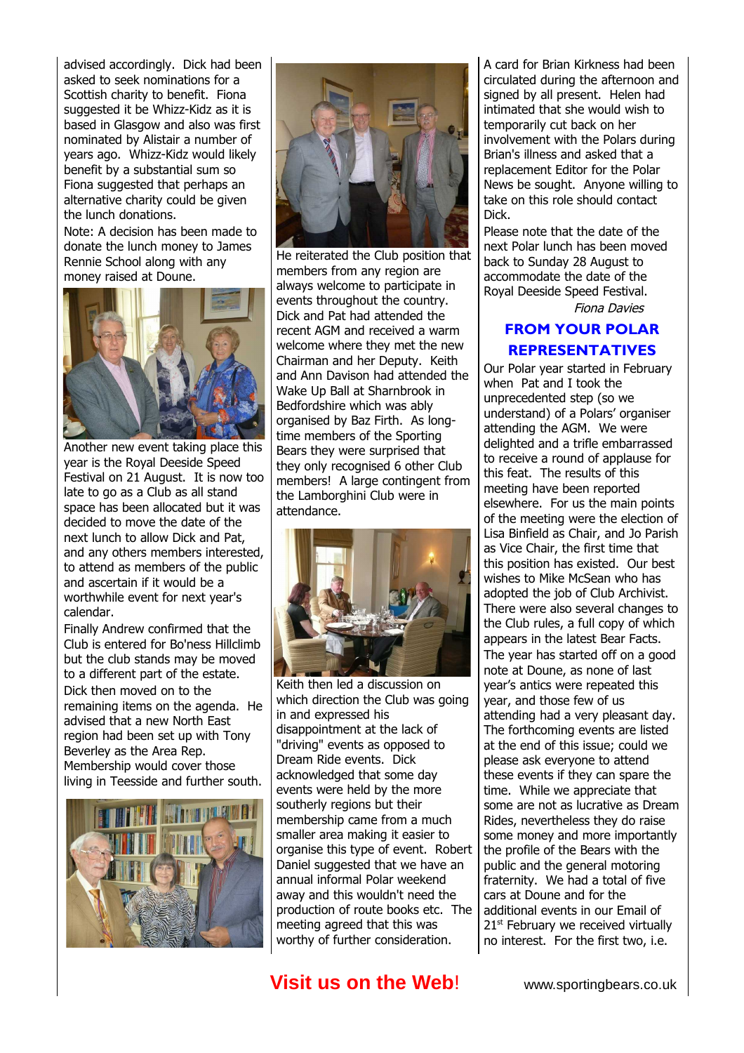advised accordingly. Dick had been asked to seek nominations for a Scottish charity to benefit. Fiona suggested it be Whizz-Kidz as it is based in Glasgow and also was first nominated by Alistair a number of years ago. Whizz-Kidz would likely benefit by a substantial sum so Fiona suggested that perhaps an alternative charity could be given the lunch donations.

Note: A decision has been made to donate the lunch money to James Rennie School along with any money raised at Doune.

Another new event taking place this year is the Royal Deeside Speed Festival on 21 August. It is now too late to go as a Club as all stand space has been allocated but it was decided to move the date of the next lunch to allow Dick and Pat, and any others members interested, to attend as members of the public and ascertain if it would be a worthwhile event for next year's calendar.

Finally Andrew confirmed that the Club is entered for Bo'ness Hillclimb but the club stands may be moved to a different part of the estate.

Dick then moved on to the remaining items on the agenda. He advised that a new North East region had been set up with Tony Beverley as the Area Rep. Membership would cover those living in Teesside and further south.

He reiterated the Club position that members from any region are always welcome to participate in events throughout the country. Dick and Pat had attended the recent AGM and received a warm welcome where they met the new Chairman and her Deputy. Keith and Ann Davison had attended the Wake Up Ball at Sharnbrook in Bedfordshire which was ably organised by Baz Firth. As long-time members of the Sporting Bears they were surprised that they only recognised 6 other Club members! A large contingent from the Lamborghini Club were in attendance.

Keith then led a discussion on which direction the Club was going in and expressed his disappointment at the lack of "driving" events as opposed to Dream Ride events. Dick acknowledged that some day events were held by the more southerly regions but their membership came from a much smaller area making it easier to organise this type of event. Robert Daniel suggested that we have an annual informal Polar weekend away and this wouldn't need the production of route books etc. The meeting agreed that this was worthy of further consideration.

A card for Brian Kirkness had been circulated during the afternoon and signed by all present. Helen had intimated that she would wish to temporarily cut back on her involvement with the Polars during Brian's illness and asked that a replacement Editor for the Polar News be sought. Anyone willing to take on this role should contact Dick.

Please note that the date of the next Polar lunch has been moved back to Sunday 28 August to accommodate the date of the Royal Deeside Speed Festival.

*Fiona Davies*

## FROM YOUR POLAR REPRESENTATIVES

Our Polar year started in February when Pat and I took the unprecedented step (so we understand) of a Polars' organiser attending the AGM. We were delighted and a trifle embarrassed to receive a round of applause for this feat. The results of this meeting have been reported elsewhere. For us the main points of the meeting were the election of Lisa Binfield as Chair, and Jo Parish as Vice Chair, the first time that this position has existed. Our best wishes to Mike McSean who has adopted the job of Club Archivist. There were also several changes to the Club rules, a full copy of which appears in the latest Bear Facts.

The year has started off on a good note at Doune, as none of last year's antics were repeated this year, and those few of us attending had a very pleasant day. The forthcoming events are listed at the end of this issue; could we please ask everyone to attend these events if they can spare the time. While we appreciate that some are not as lucrative as Dream Rides, nevertheless they do raise some money and more importantly the profile of the Bears with the public and the general motoring fraternity. We had a total of five cars at Doune and for the additional events in our Email of 21st February we received virtually no interest. For the first two, i.e.

**Visit us on the Web!** www.sportingbears.co.uk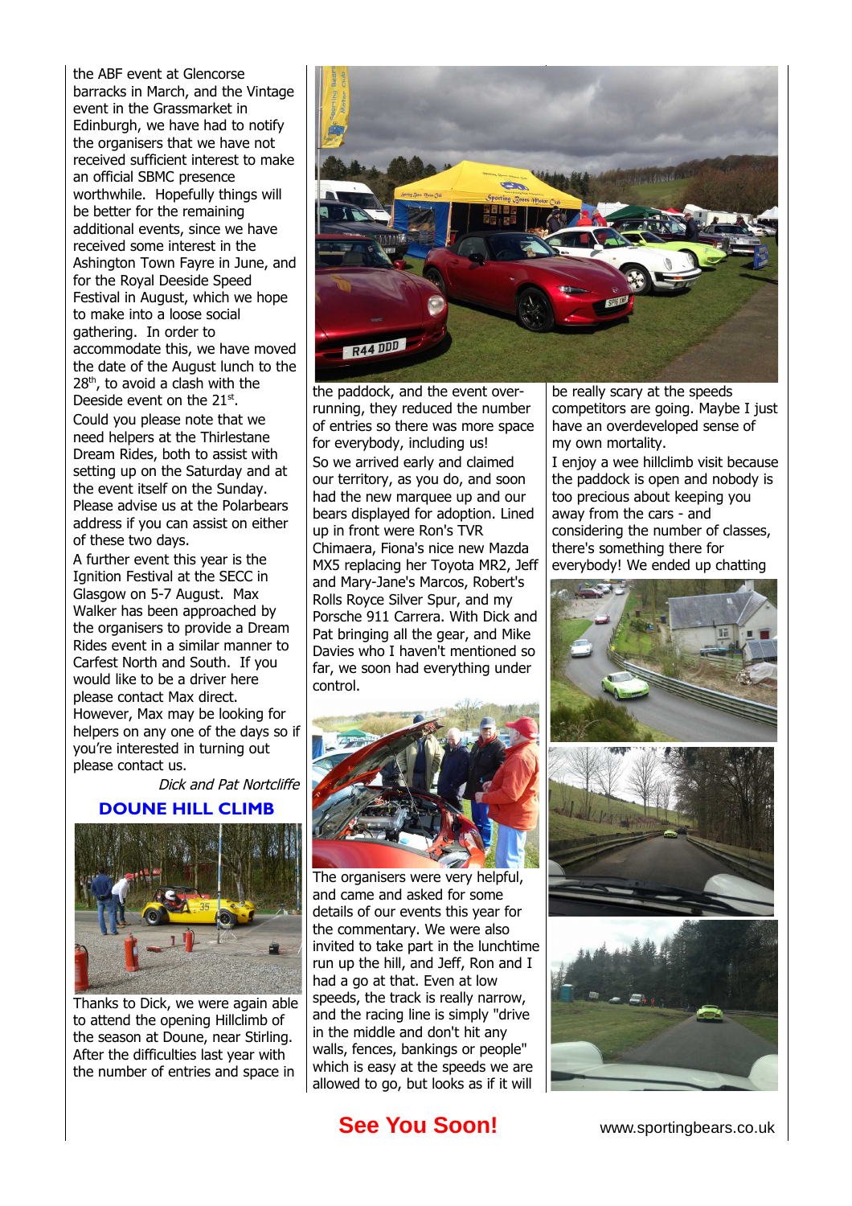the ABF event at Glencorse barracks in March, and the Vintage event in the Grassmarket in Edinburgh, we have had to notify the organisers that we have not received sufficient interest to make an official SBMC presence worthwhile. Hopefully things will be better for the remaining additional events, since we have received some interest in the Ashington Town Fayre in June, and for the Royal Deeside Speed Festival in August, which we hope to make into a loose social gathering. In order to accommodate this, we have moved the date of the August lunch to the 28th, to avoid a clash with the Deeside event on the 21st.

Could you please note that we need helpers at the Thirlestane Dream Rides, both to assist with setting up on the Saturday and at the event itself on the Sunday. Please advise us at the Polarbears address if you can assist on either of these two days.

A further event this year is the Ignition Festival at the SECC in Glasgow on 5-7 August. Max Walker has been approached by the organisers to provide a Dream Rides event in a similar manner to Carfest North and South. If you would like to be a driver here please contact Max direct. However, Max may be looking for helpers on any one of the days so if you're interested in turning out please contact us.

*Dick and Pat Nortcliffe*

## DOUNE HILL CLIMB

Thanks to Dick, we were again able to attend the opening Hillclimb of the season at Doune, near Stirling. After the difficulties last year with the number of entries and space in the paddock, and the event over-running, they reduced the number of entries so there was more space for everybody, including us!

So we arrived early and claimed our territory, as you do, and soon had the new marquee up and our bears displayed for adoption. Lined up in front were Ron's TVR Chimaera, Fiona's nice new Mazda MX5 replacing her Toyota MR2, Jeff and Mary-Jane's Marcos, Robert's Rolls Royce Silver Spur, and my Porsche 911 Carrera. With Dick and Pat bringing all the gear, and Mike Davies who I haven't mentioned so far, we soon had everything under control.

The organisers were very helpful, and came and asked for some details of our events this year for the commentary. We were also invited to take part in the lunchtime run up the hill, and Jeff, Ron and I had a go at that. Even at low speeds, the track is really narrow, and the racing line is simply "drive in the middle and don't hit any walls, fences, bankings or people" which is easy at the speeds we are allowed to go, but looks as if it will be really scary at the speeds competitors are going. Maybe I just have an overdeveloped sense of my own mortality.

I enjoy a wee hillclimb visit because the paddock is open and nobody is too precious about keeping you away from the cars - and considering the number of classes, there's something there for everybody! We ended up chatting

**See You Soon!**

www.sportingbears.co.uk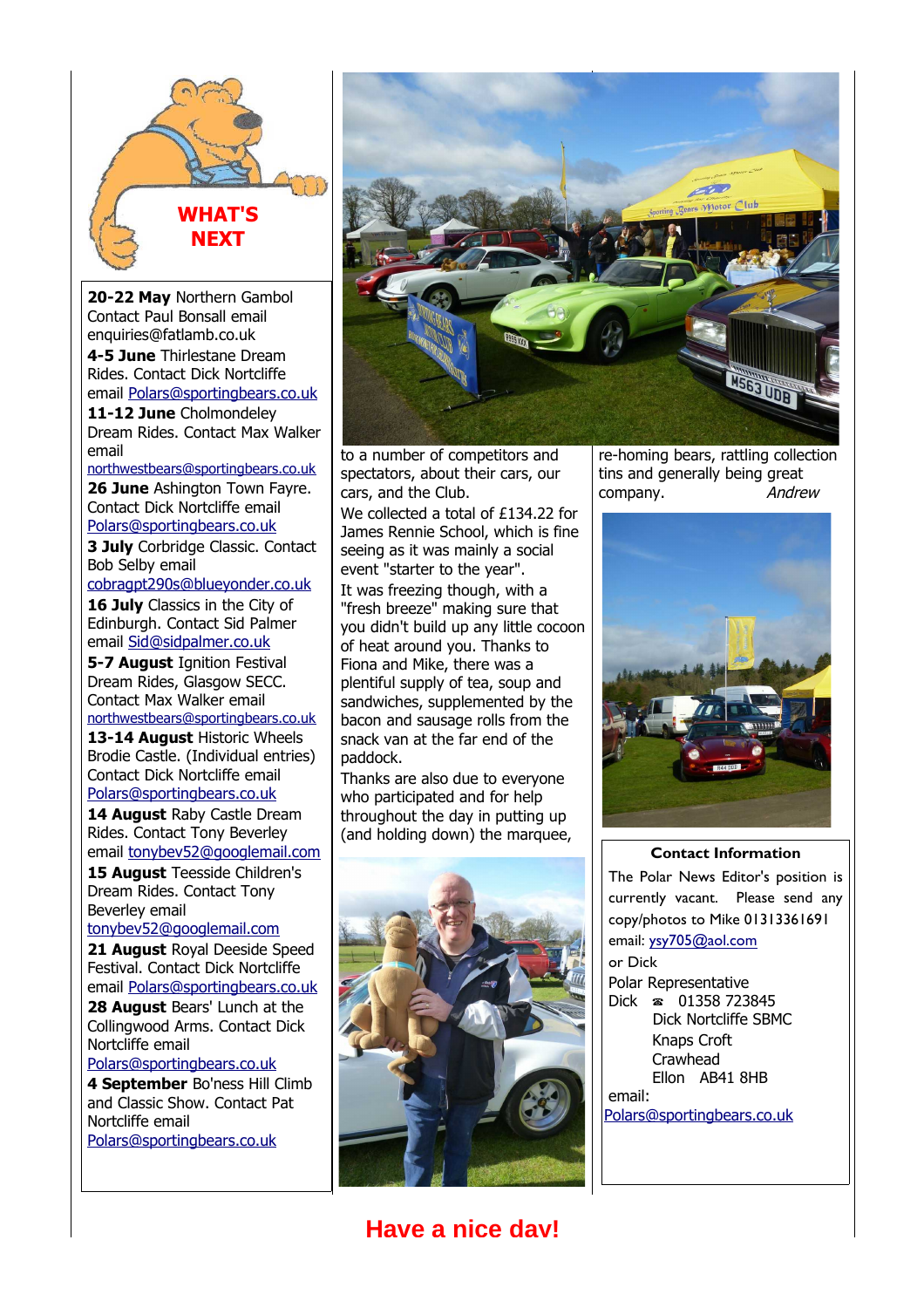## WHAT'S NEXT

**20-22 May** Northern Gambol Contact Paul Bonsall email enquiries@fatlamb.co.uk

**4-5 June** Thirlestane Dream Rides. Contact Dick Nortcliffe email Polars@sportingbears.co.uk

**11-12 June** Cholmondeley Dream Rides. Contact Max Walker email northwestbears@sportingbears.co.uk

**26 June** Ashington Town Fayre. Contact Dick Nortcliffe email Polars@sportingbears.co.uk

**3 July** Corbridge Classic. Contact Bob Selby email cobragpt290s@blueyonder.co.uk

**16 July** Classics in the City of Edinburgh. Contact Sid Palmer email Sid@sidpalmer.co.uk

**5-7 August** Ignition Festival Dream Rides, Glasgow SECC. Contact Max Walker email northwestbears@sportingbears.co.uk

**13-14 August** Historic Wheels Brodie Castle. (Individual entries) Contact Dick Nortcliffe email Polars@sportingbears.co.uk

**14 August** Raby Castle Dream Rides. Contact Tony Beverley email tonybev52@googlemail.com

**15 August** Teesside Children's Dream Rides. Contact Tony Beverley email tonybev52@googlemail.com

**21 August** Royal Deeside Speed Festival. Contact Dick Nortcliffe email Polars@sportingbears.co.uk

**28 August** Bears' Lunch at the Collingwood Arms. Contact Dick Nortcliffe email Polars@sportingbears.co.uk

**4 September** Bo'ness Hill Climb and Classic Show. Contact Pat Nortcliffe email Polars@sportingbears.co.uk

to a number of competitors and spectators, about their cars, our cars, and the Club.

We collected a total of £134.22 for James Rennie School, which is fine seeing as it was mainly a social event "starter to the year".

It was freezing though, with a "fresh breeze" making sure that you didn't build up any little cocoon of heat around you. Thanks to Fiona and Mike, there was a plentiful supply of tea, soup and sandwiches, supplemented by the bacon and sausage rolls from the snack van at the far end of the paddock.

Thanks are also due to everyone who participated and for help throughout the day in putting up (and holding down) the marquee, re-homing bears, rattling collection tins and generally being great company.

*Andrew*

### Contact Information

The Polar News Editor's position is currently vacant. Please send any copy/photos to Mike 01313361691 email: ysy705@aol.com

or Dick

Polar Representative
Dick ☎ 01358 723845
Dick Nortcliffe SBMC
Knaps Croft
Crawhead
Ellon AB41 8HB
email: Polars@sportingbears.co.uk

## Have a nice day!